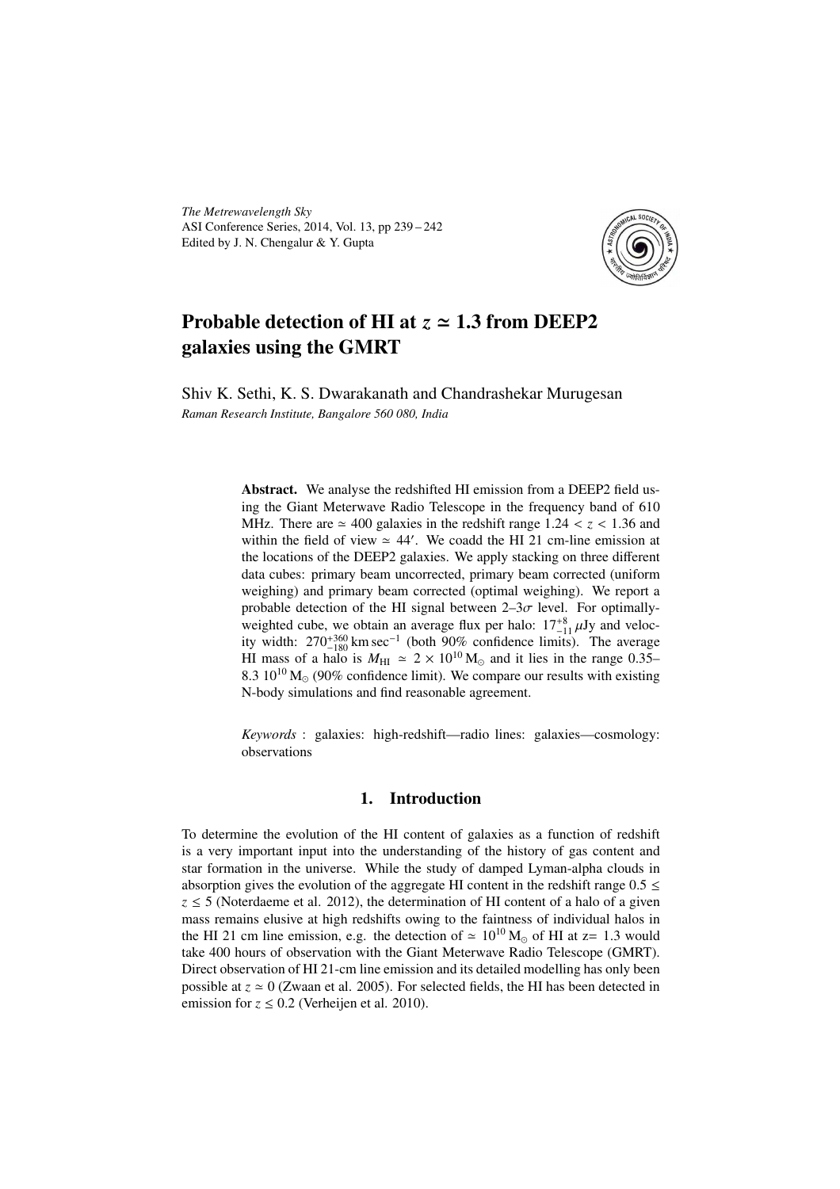# Probable detection of HI at $z \simeq 1.3$ from DEEP2 galaxies using the GMRT

Shiv K. Sethi, K. S. Dwarakanath and Chandrashekar Murugesan

*Raman Research Institute, Bangalore 560 080, India*

**Abstract.** We analyse the redshifted HI emission from a DEEP2 field using the Giant Meterwave Radio Telescope in the frequency band of 610 MHz. There are $\simeq 400$ galaxies in the redshift range $1.24 < z < 1.36$ and within the field of view $\simeq 44'$. We coadd the HI 21 cm-line emission at the locations of the DEEP2 galaxies. We apply stacking on three different data cubes: primary beam uncorrected, primary beam corrected (uniform weighing) and primary beam corrected (optimal weighing). We report a probable detection of the HI signal between 2–3$\sigma$ level. For optimally-weighted cube, we obtain an average flux per halo: $17^{+8}_{-11}\,\mu$Jy and velocity width: $270^{+360}_{-180}\,\mathrm{km\,sec^{-1}}$ (both 90% confidence limits). The average HI mass of a halo is $M_{\rm HI} \simeq 2 \times 10^{10}\,\mathrm{M_\odot}$ and it lies in the range 0.35–8.3 $10^{10}\,\mathrm{M_\odot}$ (90% confidence limit). We compare our results with existing N-body simulations and find reasonable agreement.

*Keywords* : galaxies: high-redshift—radio lines: galaxies—cosmology: observations

## 1. Introduction

To determine the evolution of the HI content of galaxies as a function of redshift is a very important input into the understanding of the history of gas content and star formation in the universe. While the study of damped Lyman-alpha clouds in absorption gives the evolution of the aggregate HI content in the redshift range $0.5 \leq z \leq 5$ (Noterdaeme et al. 2012), the determination of HI content of a halo of a given mass remains elusive at high redshifts owing to the faintness of individual halos in the HI 21 cm line emission, e.g. the detection of $\simeq 10^{10}\,\mathrm{M_\odot}$ of HI at z= 1.3 would take 400 hours of observation with the Giant Meterwave Radio Telescope (GMRT). Direct observation of HI 21-cm line emission and its detailed modelling has only been possible at $z \simeq 0$ (Zwaan et al. 2005). For selected fields, the HI has been detected in emission for $z \leq 0.2$ (Verheijen et al. 2010).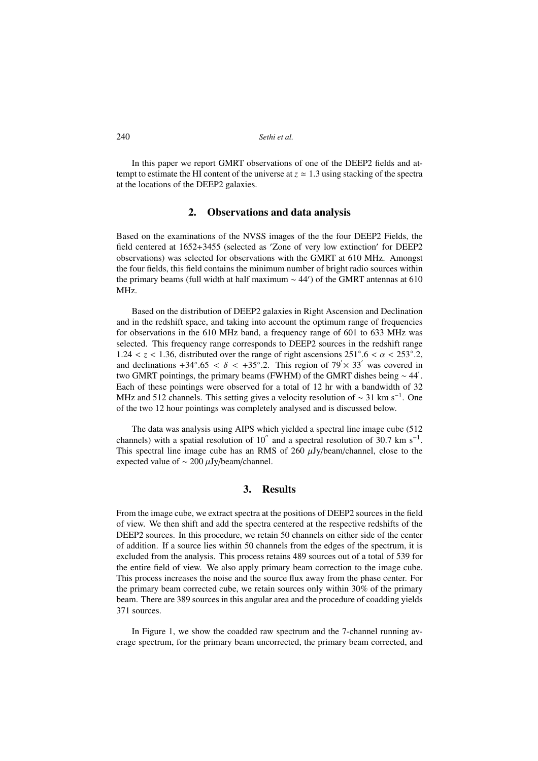In this paper we report GMRT observations of one of the DEEP2 fields and attempt to estimate the HI content of the universe at $z \simeq 1.3$ using stacking of the spectra at the locations of the DEEP2 galaxies.

## 2. Observations and data analysis

Based on the examinations of the NVSS images of the the four DEEP2 Fields, the field centered at 1652+3455 (selected as ′Zone of very low extinction′ for DEEP2 observations) was selected for observations with the GMRT at 610 MHz. Amongst the four fields, this field contains the minimum number of bright radio sources within the primary beams (full width at half maximum $\sim 44'$) of the GMRT antennas at 610 MHz.

Based on the distribution of DEEP2 galaxies in Right Ascension and Declination and in the redshift space, and taking into account the optimum range of frequencies for observations in the 610 MHz band, a frequency range of 601 to 633 MHz was selected. This frequency range corresponds to DEEP2 sources in the redshift range $1.24 < z < 1.36$, distributed over the range of right ascensions $251^\circ.6 < \alpha < 253^\circ.2$, and declinations $+34^\circ.65 < \delta < +35^\circ.2$. This region of $79' \times 33'$ was covered in two GMRT pointings, the primary beams (FWHM) of the GMRT dishes being $\sim 44'$. Each of these pointings were observed for a total of 12 hr with a bandwidth of 32 MHz and 512 channels. This setting gives a velocity resolution of $\sim 31$ km s$^{-1}$. One of the two 12 hour pointings was completely analysed and is discussed below.

The data was analysis using AIPS which yielded a spectral line image cube (512 channels) with a spatial resolution of $10''$ and a spectral resolution of 30.7 km s$^{-1}$. This spectral line image cube has an RMS of 260 $\mu$Jy/beam/channel, close to the expected value of $\sim 200$ $\mu$Jy/beam/channel.

## 3. Results

From the image cube, we extract spectra at the positions of DEEP2 sources in the field of view. We then shift and add the spectra centered at the respective redshifts of the DEEP2 sources. In this procedure, we retain 50 channels on either side of the center of addition. If a source lies within 50 channels from the edges of the spectrum, it is excluded from the analysis. This process retains 489 sources out of a total of 539 for the entire field of view. We also apply primary beam correction to the image cube. This process increases the noise and the source flux away from the phase center. For the primary beam corrected cube, we retain sources only within 30% of the primary beam. There are 389 sources in this angular area and the procedure of coadding yields 371 sources.

In Figure 1, we show the coadded raw spectrum and the 7-channel running average spectrum, for the primary beam uncorrected, the primary beam corrected, and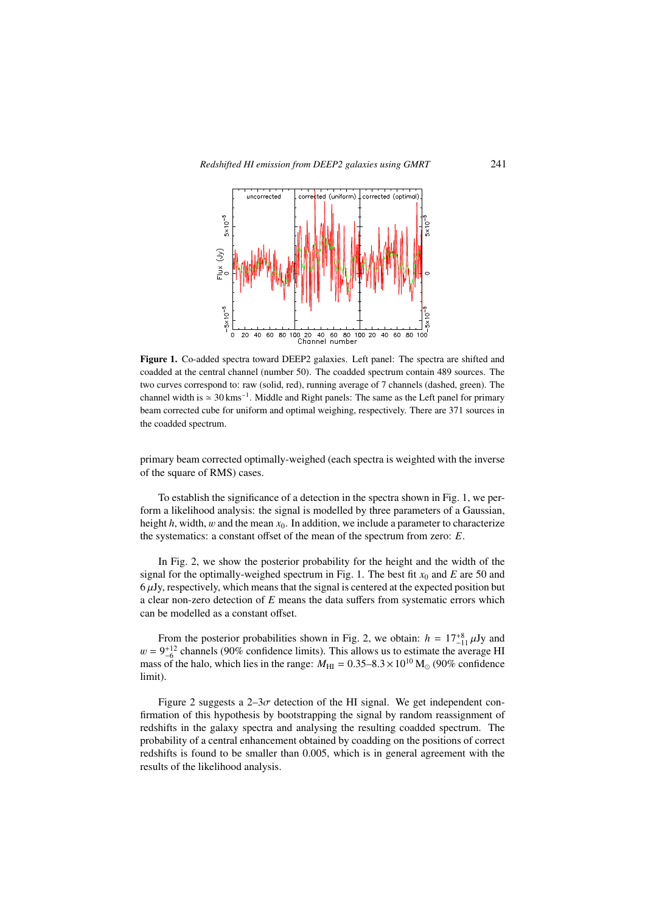**Figure 1.** Co-added spectra toward DEEP2 galaxies. Left panel: The spectra are shifted and coadded at the central channel (number 50). The coadded spectrum contain 489 sources. The two curves correspond to: raw (solid, red), running average of 7 channels (dashed, green). The channel width is $\simeq 30\,\mathrm{km s^{-1}}$. Middle and Right panels: The same as the Left panel for primary beam corrected cube for uniform and optimal weighing, respectively. There are 371 sources in the coadded spectrum.

primary beam corrected optimally-weighed (each spectra is weighted with the inverse of the square of RMS) cases.

To establish the significance of a detection in the spectra shown in Fig. 1, we perform a likelihood analysis: the signal is modelled by three parameters of a Gaussian, height $h$, width, $w$ and the mean $x_0$. In addition, we include a parameter to characterize the systematics: a constant offset of the mean of the spectrum from zero: $E$.

In Fig. 2, we show the posterior probability for the height and the width of the signal for the optimally-weighed spectrum in Fig. 1. The best fit $x_0$ and $E$ are 50 and $6\,\mu$Jy, respectively, which means that the signal is centered at the expected position but a clear non-zero detection of $E$ means the data suffers from systematic errors which can be modelled as a constant offset.

From the posterior probabilities shown in Fig. 2, we obtain: $h = 17^{+8}_{-11}\,\mu$Jy and $w = 9^{+12}_{-6}$ channels (90% confidence limits). This allows us to estimate the average HI mass of the halo, which lies in the range: $M_{\mathrm{HI}} = 0.35$–$8.3 \times 10^{10}\,\mathrm{M}_{\odot}$ (90% confidence limit).

Figure 2 suggests a 2–3$\sigma$ detection of the HI signal. We get independent confirmation of this hypothesis by bootstrapping the signal by random reassignment of redshifts in the galaxy spectra and analysing the resulting coadded spectrum. The probability of a central enhancement obtained by coadding on the positions of correct redshifts is found to be smaller than 0.005, which is in general agreement with the results of the likelihood analysis.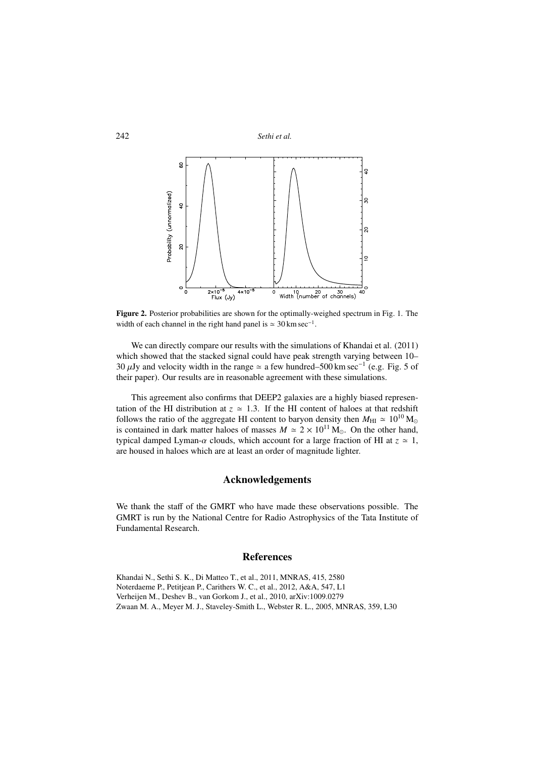0
20
40
60
Probability (unnormalized)
0
2×10⁻⁵
4×10⁻⁵
Flux (Jy)
0
10
20
30
40
Width (number of channels)
0
10
20
30
40

**Figure 2.** Posterior probabilities are shown for the optimally-weighed spectrum in Fig. 1. The width of each channel in the right hand panel is $\simeq 30\,\mathrm{km\,sec^{-1}}$.

We can directly compare our results with the simulations of Khandai et al. (2011) which showed that the stacked signal could have peak strength varying between 10–30 $\mu$Jy and velocity width in the range $\simeq$ a few hundred–500 $\mathrm{km\,sec^{-1}}$ (e.g. Fig. 5 of their paper). Our results are in reasonable agreement with these simulations.

This agreement also confirms that DEEP2 galaxies are a highly biased representation of the HI distribution at $z \simeq 1.3$. If the HI content of haloes at that redshift follows the ratio of the aggregate HI content to baryon density then $M_{\mathrm{HI}} \simeq 10^{10}\,\mathrm{M_{\odot}}$ is contained in dark matter haloes of masses $M \simeq 2 \times 10^{11}\,\mathrm{M_{\odot}}$. On the other hand, typical damped Lyman-$\alpha$ clouds, which account for a large fraction of HI at $z \simeq 1$, are housed in haloes which are at least an order of magnitude lighter.

## Acknowledgements

We thank the staff of the GMRT who have made these observations possible. The GMRT is run by the National Centre for Radio Astrophysics of the Tata Institute of Fundamental Research.

## References

Khandai N., Sethi S. K., Di Matteo T., et al., 2011, MNRAS, 415, 2580
Noterdaeme P., Petitjean P., Carithers W. C., et al., 2012, A&A, 547, L1
Verheijen M., Deshev B., van Gorkom J., et al., 2010, arXiv:1009.0279
Zwaan M. A., Meyer M. J., Staveley-Smith L., Webster R. L., 2005, MNRAS, 359, L30